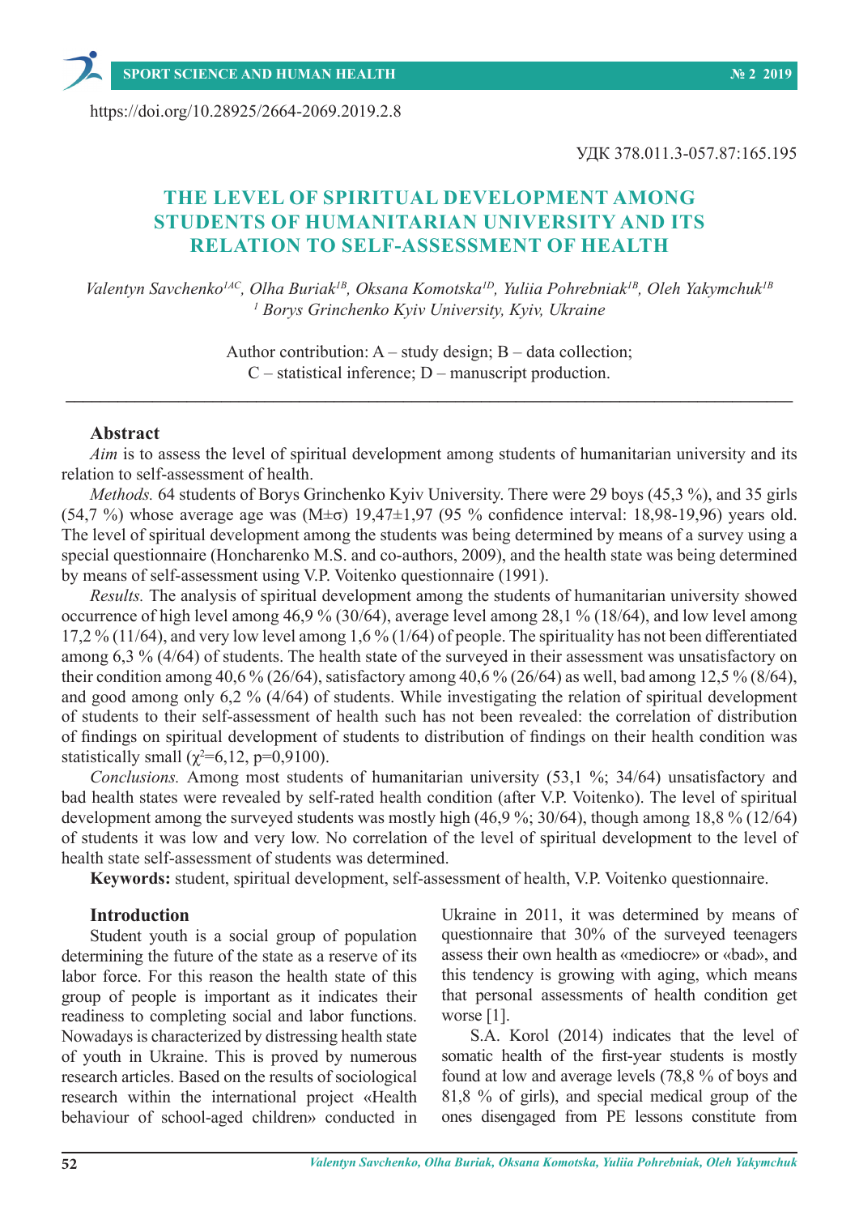https://doi.org/10.28925/2664-2069.2019.2.8

УДК 378.011.3-057.87:165.195

# THE LEVEL OF SPIRITUAL DEVELOPMENT AMONG STUDENTS OF HUMANITARIAN UNIVERSITY AND ITS RELATION TO SELF-ASSESSMENT OF HEALTH

*Valentyn Savchenko[1AC], Olha Buriak[1B], Oksana Komotska[1D], Yuliia Pohrebniak[1B], Oleh Yakymchuk[1B]*
*[1] Borys Grinchenko Kyiv University, Kyiv, Ukraine*

Author contribution: A – study design; B – data collection;
C – statistical inference; D – manuscript production.

---

## Abstract

*Aim* is to assess the level of spiritual development among students of humanitarian university and its relation to self-assessment of health.

*Methods.* 64 students of Borys Grinchenko Kyiv University. There were 29 boys (45,3 %), and 35 girls (54,7 %) whose average age was (M±σ) 19,47±1,97 (95 % confidence interval: 18,98-19,96) years old. The level of spiritual development among the students was being determined by means of a survey using a special questionnaire (Honcharenko M.S. and co-authors, 2009), and the health state was being determined by means of self-assessment using V.P. Voitenko questionnaire (1991).

*Results.* The analysis of spiritual development among the students of humanitarian university showed occurrence of high level among 46,9 % (30/64), average level among 28,1 % (18/64), and low level among 17,2 % (11/64), and very low level among 1,6 % (1/64) of people. The spirituality has not been differentiated among 6,3 % (4/64) of students. The health state of the surveyed in their assessment was unsatisfactory on their condition among 40,6 % (26/64), satisfactory among 40,6 % (26/64) as well, bad among 12,5 % (8/64), and good among only 6,2 % (4/64) of students. While investigating the relation of spiritual development of students to their self-assessment of health such has not been revealed: the correlation of distribution of findings on spiritual development of students to distribution of findings on their health condition was statistically small ($\chi^2$=6,12, p=0,9100).

*Conclusions.* Among most students of humanitarian university (53,1 %; 34/64) unsatisfactory and bad health states were revealed by self-rated health condition (after V.P. Voitenko). The level of spiritual development among the surveyed students was mostly high (46,9 %; 30/64), though among 18,8 % (12/64) of students it was low and very low. No correlation of the level of spiritual development to the level of health state self-assessment of students was determined.

**Keywords:** student, spiritual development, self-assessment of health, V.P. Voitenko questionnaire.

## Introduction

Student youth is a social group of population determining the future of the state as a reserve of its labor force. For this reason the health state of this group of people is important as it indicates their readiness to completing social and labor functions. Nowadays is characterized by distressing health state of youth in Ukraine. This is proved by numerous research articles. Based on the results of sociological research within the international project «Health behaviour of school-aged children» conducted in Ukraine in 2011, it was determined by means of questionnaire that 30% of the surveyed teenagers assess their own health as «mediocre» or «bad», and this tendency is growing with aging, which means that personal assessments of health condition get worse [1].

S.A. Korol (2014) indicates that the level of somatic health of the first-year students is mostly found at low and average levels (78,8 % of boys and 81,8 % of girls), and special medical group of the ones disengaged from PE lessons constitute from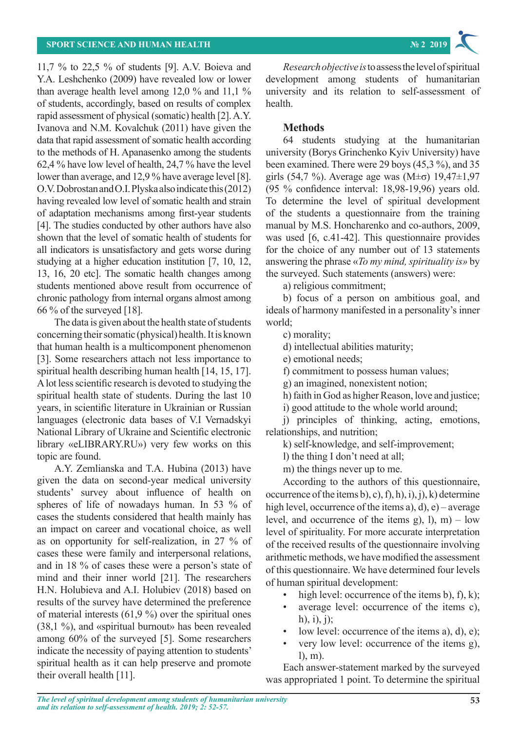11,7 % to 22,5 % of students [9]. A.V. Boieva and Y.A. Leshchenko (2009) have revealed low or lower than average health level among 12,0 % and 11,1 % of students, accordingly, based on results of complex rapid assessment of physical (somatic) health [2]. A.Y. Ivanova and N.M. Kovalchuk (2011) have given the data that rapid assessment of somatic health according to the methods of H. Apanasenko among the students 62,4 % have low level of health, 24,7 % have the level lower than average, and 12,9 % have average level [8]. O.V. Dobrostan and O.I. Plyska also indicate this (2012) having revealed low level of somatic health and strain of adaptation mechanisms among first-year students [4]. The studies conducted by other authors have also shown that the level of somatic health of students for all indicators is unsatisfactory and gets worse during studying at a higher education institution [7, 10, 12, 13, 16, 20 etc]. The somatic health changes among students mentioned above result from occurrence of chronic pathology from internal organs almost among 66 % of the surveyed [18].

The data is given about the health state of students concerning their somatic (physical) health. It is known that human health is a multicomponent phenomenon [3]. Some researchers attach not less importance to spiritual health describing human health [14, 15, 17]. A lot less scientific research is devoted to studying the spiritual health state of students. During the last 10 years, in scientific literature in Ukrainian or Russian languages (electronic data bases of V.I Vernadskyi National Library of Ukraine and Scientific electronic library «eLIBRARY.RU») very few works on this topic are found.

A.Y. Zemlianska and T.A. Hubina (2013) have given the data on second-year medical university students' survey about influence of health on spheres of life of nowadays human. In 53 % of cases the students considered that health mainly has an impact on career and vocational choice, as well as on opportunity for self-realization, in 27 % of cases these were family and interpersonal relations, and in 18 % of cases these were a person's state of mind and their inner world [21]. The researchers H.N. Holubieva and A.I. Holubiev (2018) based on results of the survey have determined the preference of material interests (61,9 %) over the spiritual ones (38,1 %), and «spiritual burnout» has been revealed among 60% of the surveyed [5]. Some researchers indicate the necessity of paying attention to students' spiritual health as it can help preserve and promote their overall health [11].

*Research objective is* to assess the level of spiritual development among students of humanitarian university and its relation to self-assessment of health.

## Methods

64 students studying at the humanitarian university (Borys Grinchenko Kyiv University) have been examined. There were 29 boys (45,3 %), and 35 girls (54,7 %). Average age was (M±σ) 19,47±1,97 (95 % confidence interval: 18,98-19,96) years old. To determine the level of spiritual development of the students a questionnaire from the training manual by M.S. Honcharenko and co-authors, 2009, was used [6, c.41-42]. This questionnaire provides for the choice of any number out of 13 statements answering the phrase «*To my mind, spirituality is*» by the surveyed. Such statements (answers) were:

a) religious commitment;

b) focus of a person on ambitious goal, and ideals of harmony manifested in a personality's inner world;

c) morality;

d) intellectual abilities maturity;

e) emotional needs;

f) commitment to possess human values;

g) an imagined, nonexistent notion;

h) faith in God as higher Reason, love and justice;

i) good attitude to the whole world around;

j) principles of thinking, acting, emotions, relationships, and nutrition;

k) self-knowledge, and self-improvement;

l) the thing I don't need at all;

m) the things never up to me.

According to the authors of this questionnaire, occurrence of the items b), c), f), h), i), j), k) determine high level, occurrence of the items a), d), e) – average level, and occurrence of the items g), l), m) – low level of spirituality. For more accurate interpretation of the received results of the questionnaire involving arithmetic methods, we have modified the assessment of this questionnaire. We have determined four levels of human spiritual development:

- high level: occurrence of the items b), f), k);
- average level: occurrence of the items c), h), i), j);
- low level: occurrence of the items a), d), e);
- very low level: occurrence of the items g), l), m).

Each answer-statement marked by the surveyed was appropriated 1 point. To determine the spiritual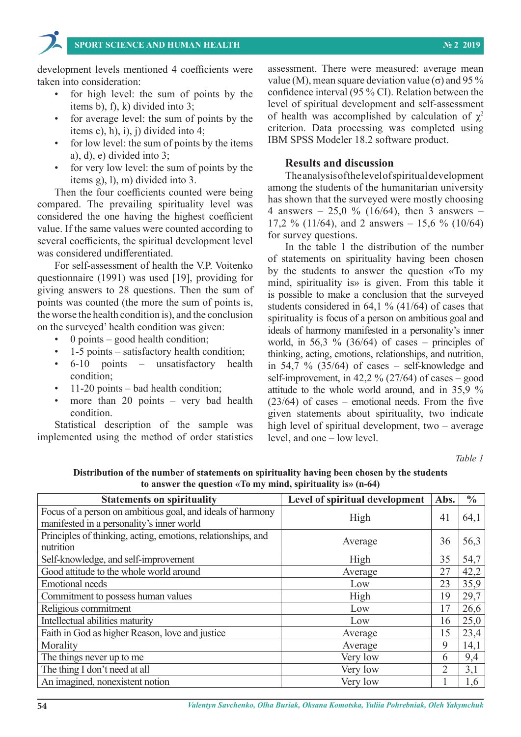development levels mentioned 4 coefficients were taken into consideration:

- for high level: the sum of points by the items b), f), k) divided into 3;
- for average level: the sum of points by the items c), h), i), j) divided into 4;
- for low level: the sum of points by the items a), d), e) divided into 3;
- for very low level: the sum of points by the items g), l), m) divided into 3.

Then the four coefficients counted were being compared. The prevailing spirituality level was considered the one having the highest coefficient value. If the same values were counted according to several coefficients, the spiritual development level was considered undifferentiated.

For self-assessment of health the V.P. Voitenko questionnaire (1991) was used [19], providing for giving answers to 28 questions. Then the sum of points was counted (the more the sum of points is, the worse the health condition is), and the conclusion on the surveyed' health condition was given:

- 0 points – good health condition;
- 1-5 points – satisfactory health condition;
- 6-10 points – unsatisfactory health condition;
- 11-20 points – bad health condition;
- more than 20 points – very bad health condition.

Statistical description of the sample was implemented using the method of order statistics assessment. There were measured: average mean value (M), mean square deviation value (σ) and 95 % confidence interval (95 % CI). Relation between the level of spiritual development and self-assessment of health was accomplished by calculation of $\chi^2$ criterion. Data processing was completed using IBM SPSS Modeler 18.2 software product.

### Results and discussion

The analysis of the level of spiritual development among the students of the humanitarian university has shown that the surveyed were mostly choosing 4 answers – 25,0 % (16/64), then 3 answers – 17,2 % (11/64), and 2 answers – 15,6 % (10/64) for survey questions.

In the table 1 the distribution of the number of statements on spirituality having been chosen by the students to answer the question «To my mind, spirituality is» is given. From this table it is possible to make a conclusion that the surveyed students considered in 64,1 % (41/64) of cases that spirituality is focus of a person on ambitious goal and ideals of harmony manifested in a personality's inner world, in 56,3 % (36/64) of cases – principles of thinking, acting, emotions, relationships, and nutrition, in 54,7 % (35/64) of cases – self-knowledge and self-improvement, in 42,2 % (27/64) of cases – good attitude to the whole world around, and in 35,9 % (23/64) of cases – emotional needs. From the five given statements about spirituality, two indicate high level of spiritual development, two – average level, and one – low level.

*Table 1*

**Distribution of the number of statements on spirituality having been chosen by the students to answer the question «To my mind, spirituality is» (n-64)**

| Statements on spirituality | Level of spiritual development | Abs. | % |
|---|---|---|---|
| Focus of a person on ambitious goal, and ideals of harmony manifested in a personality's inner world | High | 41 | 64,1 |
| Principles of thinking, acting, emotions, relationships, and nutrition | Average | 36 | 56,3 |
| Self-knowledge, and self-improvement | High | 35 | 54,7 |
| Good attitude to the whole world around | Average | 27 | 42,2 |
| Emotional needs | Low | 23 | 35,9 |
| Commitment to possess human values | High | 19 | 29,7 |
| Religious commitment | Low | 17 | 26,6 |
| Intellectual abilities maturity | Low | 16 | 25,0 |
| Faith in God as higher Reason, love and justice | Average | 15 | 23,4 |
| Morality | Average | 9 | 14,1 |
| The things never up to me | Very low | 6 | 9,4 |
| The thing I don't need at all | Very low | 2 | 3,1 |
| An imagined, nonexistent notion | Very low | 1 | 1,6 |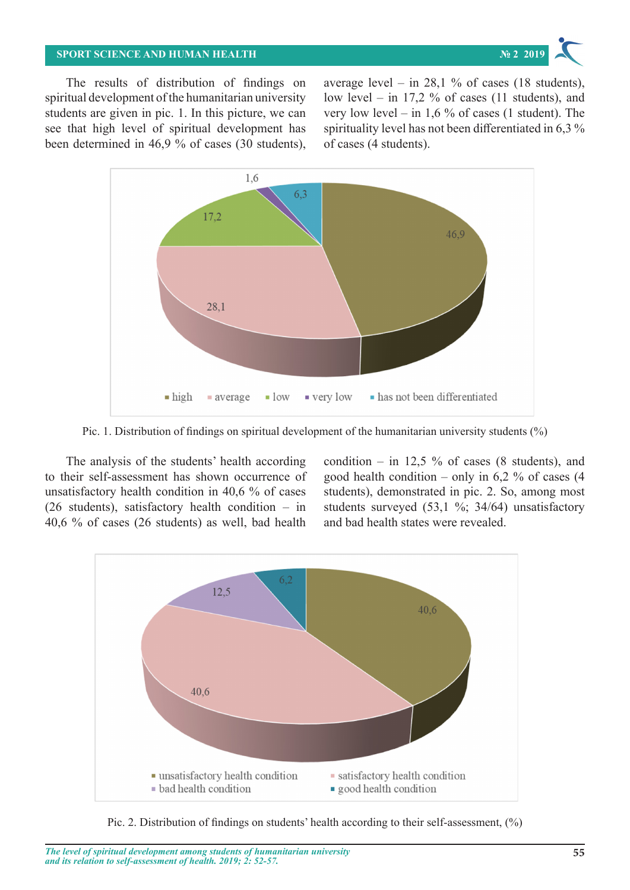The results of distribution of findings on spiritual development of the humanitarian university students are given in pic. 1. In this picture, we can see that high level of spiritual development has been determined in 46,9 % of cases (30 students), average level – in 28,1 % of cases (18 students), low level – in 17,2 % of cases (11 students), and very low level – in 1,6 % of cases (1 student). The spirituality level has not been differentiated in 6,3 % of cases (4 students).

Pic. 1. Distribution of findings on spiritual development of the humanitarian university students (%)

The analysis of the students' health according to their self-assessment has shown occurrence of unsatisfactory health condition in 40,6 % of cases (26 students), satisfactory health condition – in 40,6 % of cases (26 students) as well, bad health condition – in 12,5 % of cases (8 students), and good health condition – only in 6,2 % of cases (4 students), demonstrated in pic. 2. So, among most students surveyed (53,1 %; 34/64) unsatisfactory and bad health states were revealed.

Pic. 2. Distribution of findings on students' health according to their self-assessment, (%)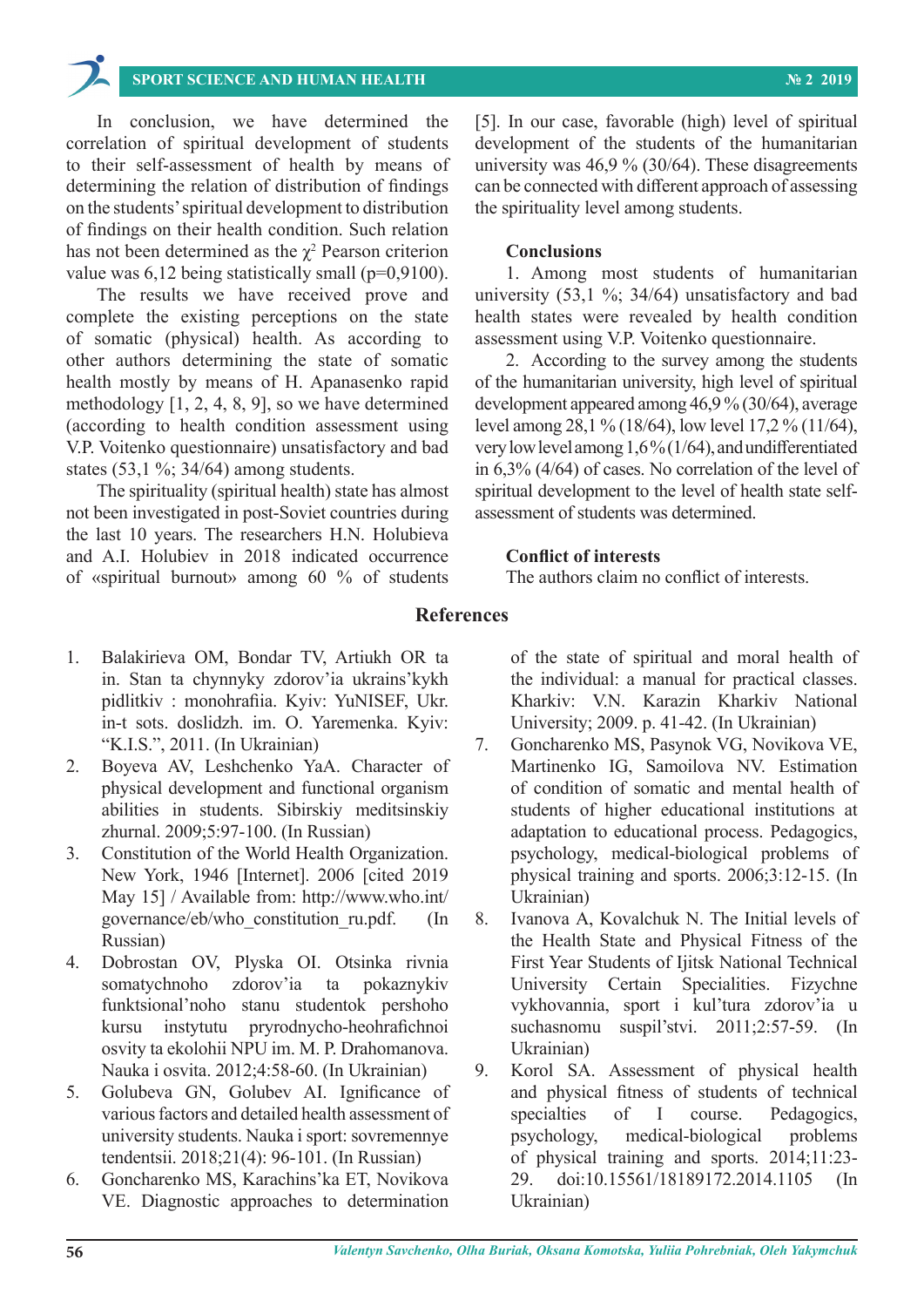In conclusion, we have determined the correlation of spiritual development of students to their self-assessment of health by means of determining the relation of distribution of findings on the students' spiritual development to distribution of findings on their health condition. Such relation has not been determined as the $\chi^2$ Pearson criterion value was 6,12 being statistically small (p=0,9100).

The results we have received prove and complete the existing perceptions on the state of somatic (physical) health. As according to other authors determining the state of somatic health mostly by means of H. Apanasenko rapid methodology [1, 2, 4, 8, 9], so we have determined (according to health condition assessment using V.P. Voitenko questionnaire) unsatisfactory and bad states (53,1 %; 34/64) among students.

The spirituality (spiritual health) state has almost not been investigated in post-Soviet countries during the last 10 years. The researchers H.N. Holubieva and A.I. Holubiev in 2018 indicated occurrence of «spiritual burnout» among 60 % of students [5]. In our case, favorable (high) level of spiritual development of the students of the humanitarian university was 46,9 % (30/64). These disagreements can be connected with different approach of assessing the spirituality level among students.

### Conclusions

1. Among most students of humanitarian university (53,1 %; 34/64) unsatisfactory and bad health states were revealed by health condition assessment using V.P. Voitenko questionnaire.

2. According to the survey among the students of the humanitarian university, high level of spiritual development appeared among 46,9 % (30/64), average level among 28,1 % (18/64), low level 17,2 % (11/64), very low level among 1,6 % (1/64), and undifferentiated in 6,3% (4/64) of cases. No correlation of the level of spiritual development to the level of health state self-assessment of students was determined.

### Conflict of interests

The authors claim no conflict of interests.

## References

1. Balakirieva OM, Bondar TV, Artiukh OR ta in. Stan ta chynnyky zdorov'ia ukrains'kykh pidlitkiv : monohrafiia. Kyiv: YuNISEF, Ukr. in-t sots. doslidzh. im. O. Yaremenka. Kyiv: "K.I.S.", 2011. (In Ukrainian)
2. Boyeva AV, Leshchenko YaA. Character of physical development and functional organism abilities in students. Sibirskiy meditsinskiy zhurnal. 2009;5:97-100. (In Russian)
3. Constitution of the World Health Organization. New York, 1946 [Internet]. 2006 [cited 2019 May 15] / Available from: http://www.who.int/governance/eb/who_constitution_ru.pdf. (In Russian)
4. Dobrostan OV, Plyska OI. Otsinka rivnia somatychnoho zdorov'ia ta pokaznykiv funktsional'noho stanu studentok pershoho kursu instytutu pryrodnycho-heohrafichnoi osvity ta ekolohii NPU im. M. P. Drahomanova. Nauka i osvita. 2012;4:58-60. (In Ukrainian)
5. Golubeva GN, Golubev AI. Ignificance of various factors and detailed health assessment of university students. Nauka i sport: sovremennye tendentsii. 2018;21(4): 96-101. (In Russian)
6. Goncharenko MS, Karachins'ka ET, Novikova VE. Diagnostic approaches to determination of the state of spiritual and moral health of the individual: a manual for practical classes. Kharkiv: V.N. Karazin Kharkiv National University; 2009. p. 41-42. (In Ukrainian)
7. Goncharenko MS, Pasynok VG, Novikova VE, Martinenko IG, Samoilova NV. Estimation of condition of somatic and mental health of students of higher educational institutions at adaptation to educational process. Pedagogics, psychology, medical-biological problems of physical training and sports. 2006;3:12-15. (In Ukrainian)
8. Ivanova A, Kovalchuk N. The Initial levels of the Health State and Physical Fitness of the First Year Students of Ijitsk National Technical University Certain Specialities. Fizychne vykhovannia, sport i kul'tura zdorov'ia u suchasnomu suspil'stvi. 2011;2:57-59. (In Ukrainian)
9. Korol SA. Assessment of physical health and physical fitness of students of technical specialties of I course. Pedagogics, psychology, medical-biological problems of physical training and sports. 2014;11:23-29. doi:10.15561/18189172.2014.1105 (In Ukrainian)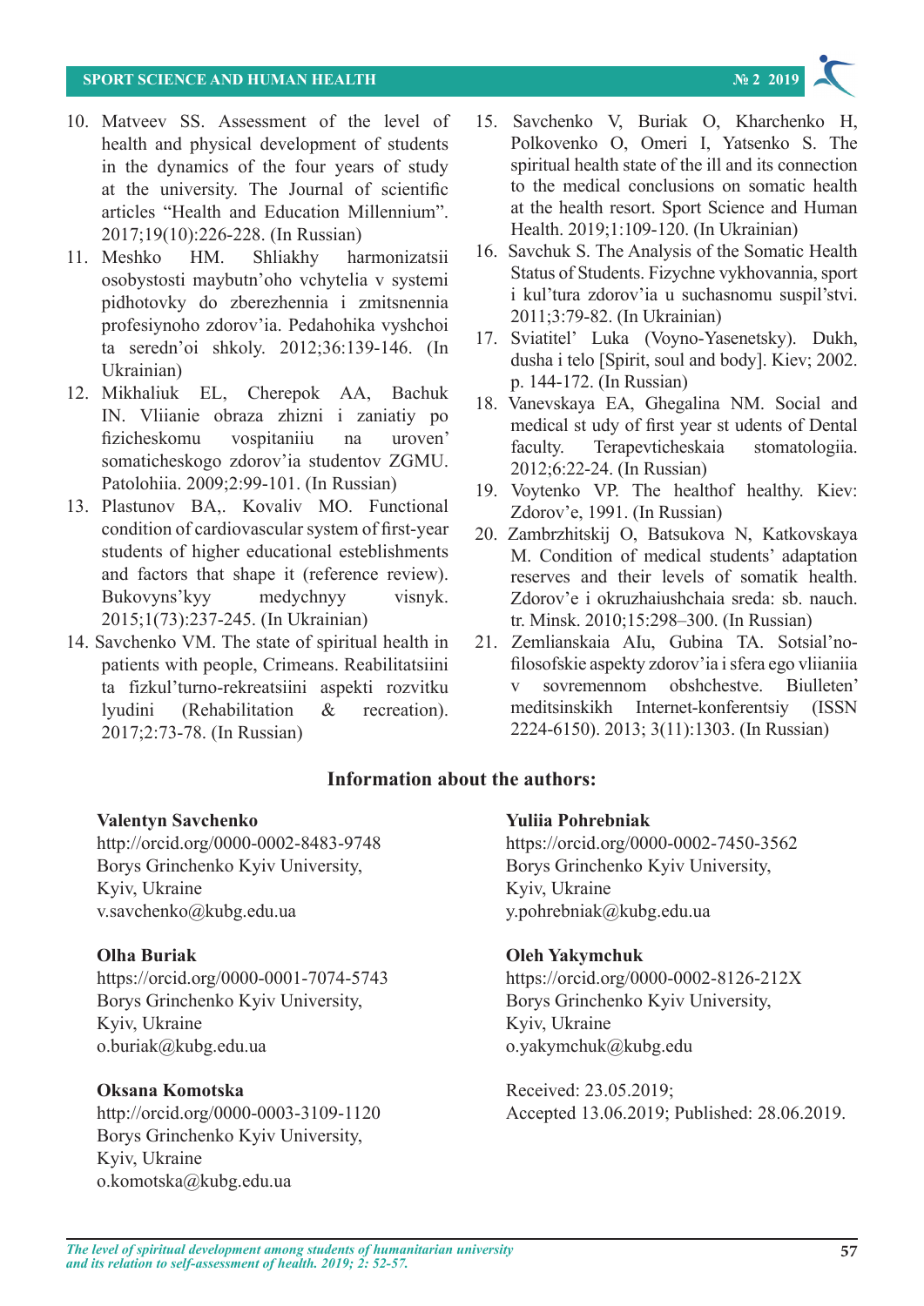10. Matveev SS. Assessment of the level of health and physical development of students in the dynamics of the four years of study at the university. The Journal of scientific articles "Health and Education Millennium". 2017;19(10):226-228. (In Russian)
11. Meshko HM. Shliakhy harmonizatsii osobystosti maybutn'oho vchytelia v systemi pidhotovky do zberezhennia i zmitsnennia profesiynoho zdorov'ia. Pedahohika vyshchoi ta seredn'oi shkoly. 2012;36:139-146. (In Ukrainian)
12. Mikhaliuk EL, Cherepok AA, Bachuk IN. Vliianie obraza zhizni i zaniatiy po fizicheskomu vospitaniiu na uroven' somaticheskogo zdorov'ia studentov ZGMU. Patolohiia. 2009;2:99-101. (In Russian)
13. Plastunov BA,. Kovaliv MO. Functional condition of cardiovascular system of first-year students of higher educational esteblishments and factors that shape it (reference review). Bukovyns'kyy medychnyy visnyk. 2015;1(73):237-245. (In Ukrainian)
14. Savchenko VM. The state of spiritual health in patients with people, Crimeans. Reabilitatsiini ta fizkul'turno-rekreatsiini aspekti rozvitku lyudini (Rehabilitation & recreation). 2017;2:73-78. (In Russian)
15. Savchenko V, Buriak O, Kharchenko H, Polkovenko O, Omeri I, Yatsenko S. The spiritual health state of the ill and its connection to the medical conclusions on somatic health at the health resort. Sport Science and Human Health. 2019;1:109-120. (In Ukrainian)
16. Savchuk S. The Analysis of the Somatic Health Status of Students. Fizychne vykhovannia, sport i kul'tura zdorov'ia u suchasnomu suspil'stvi. 2011;3:79-82. (In Ukrainian)
17. Sviatitel' Luka (Voyno-Yasenetsky). Dukh, dusha i telo [Spirit, soul and body]. Kiev; 2002. p. 144-172. (In Russian)
18. Vanevskaya EA, Ghegalina NM. Social and medical st udy of first year st udents of Dental faculty. Terapevticheskaia stomatologiia. 2012;6:22-24. (In Russian)
19. Voytenko VP. The healthof healthy. Kiev: Zdorov'e, 1991. (In Russian)
20. Zambrzhitskij O, Batsukova N, Katkovskaya M. Condition of medical students' adaptation reserves and their levels of somatik health. Zdorov'e i okruzhaiushchaia sreda: sb. nauch. tr. Minsk. 2010;15:298–300. (In Russian)
21. Zemlianskaia AIu, Gubina TA. Sotsial'no-filosofskie aspekty zdorov'ia i sfera ego vliianiia v sovremennom obshchestve. Biulleten' meditsinskikh Internet-konferentsiy (ISSN 2224-6150). 2013; 3(11):1303. (In Russian)

## Information about the authors:

**Valentyn Savchenko**
http://orcid.org/0000-0002-8483-9748
Borys Grinchenko Kyiv University,
Kyiv, Ukraine
v.savchenko@kubg.edu.ua

**Olha Buriak**
https://orcid.org/0000-0001-7074-5743
Borys Grinchenko Kyiv University,
Kyiv, Ukraine
o.buriak@kubg.edu.ua

**Oksana Komotska**
http://orcid.org/0000-0003-3109-1120
Borys Grinchenko Kyiv University,
Kyiv, Ukraine
o.komotska@kubg.edu.ua

**Yuliia Pohrebniak**
https://orcid.org/0000-0002-7450-3562
Borys Grinchenko Kyiv University,
Kyiv, Ukraine
y.pohrebniak@kubg.edu.ua

**Oleh Yakymchuk**
https://orcid.org/0000-0002-8126-212X
Borys Grinchenko Kyiv University,
Kyiv, Ukraine
o.yakymchuk@kubg.edu

Received: 23.05.2019;
Accepted 13.06.2019; Published: 28.06.2019.